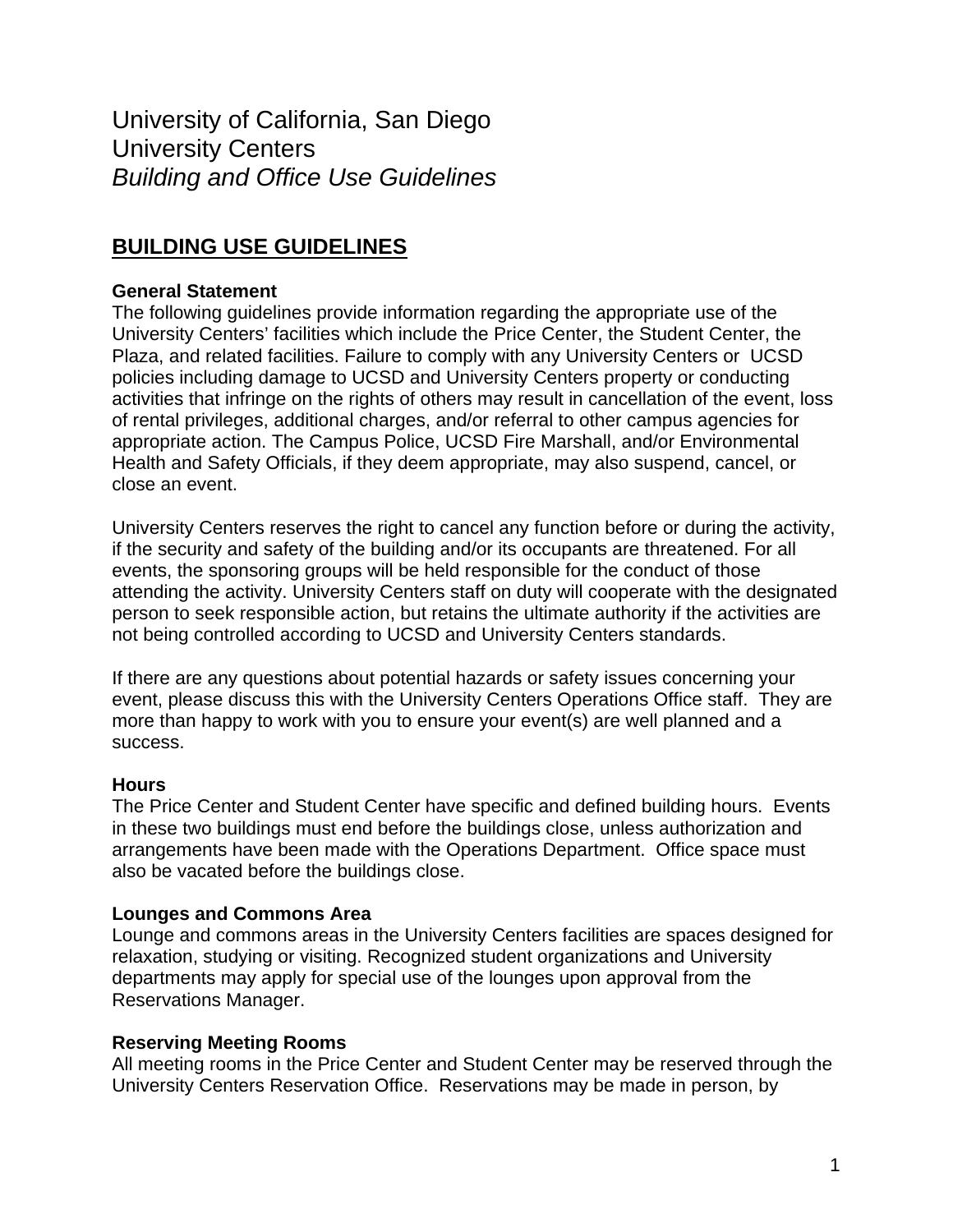# University of California, San Diego
# University Centers
# *Building and Office Use Guidelines*

## BUILDING USE GUIDELINES

### General Statement

The following guidelines provide information regarding the appropriate use of the University Centers' facilities which include the Price Center, the Student Center, the Plaza, and related facilities. Failure to comply with any University Centers or UCSD policies including damage to UCSD and University Centers property or conducting activities that infringe on the rights of others may result in cancellation of the event, loss of rental privileges, additional charges, and/or referral to other campus agencies for appropriate action. The Campus Police, UCSD Fire Marshall, and/or Environmental Health and Safety Officials, if they deem appropriate, may also suspend, cancel, or close an event.

University Centers reserves the right to cancel any function before or during the activity, if the security and safety of the building and/or its occupants are threatened. For all events, the sponsoring groups will be held responsible for the conduct of those attending the activity. University Centers staff on duty will cooperate with the designated person to seek responsible action, but retains the ultimate authority if the activities are not being controlled according to UCSD and University Centers standards.

If there are any questions about potential hazards or safety issues concerning your event, please discuss this with the University Centers Operations Office staff. They are more than happy to work with you to ensure your event(s) are well planned and a success.

### Hours

The Price Center and Student Center have specific and defined building hours. Events in these two buildings must end before the buildings close, unless authorization and arrangements have been made with the Operations Department. Office space must also be vacated before the buildings close.

### Lounges and Commons Area

Lounge and commons areas in the University Centers facilities are spaces designed for relaxation, studying or visiting. Recognized student organizations and University departments may apply for special use of the lounges upon approval from the Reservations Manager.

### Reserving Meeting Rooms

All meeting rooms in the Price Center and Student Center may be reserved through the University Centers Reservation Office. Reservations may be made in person, by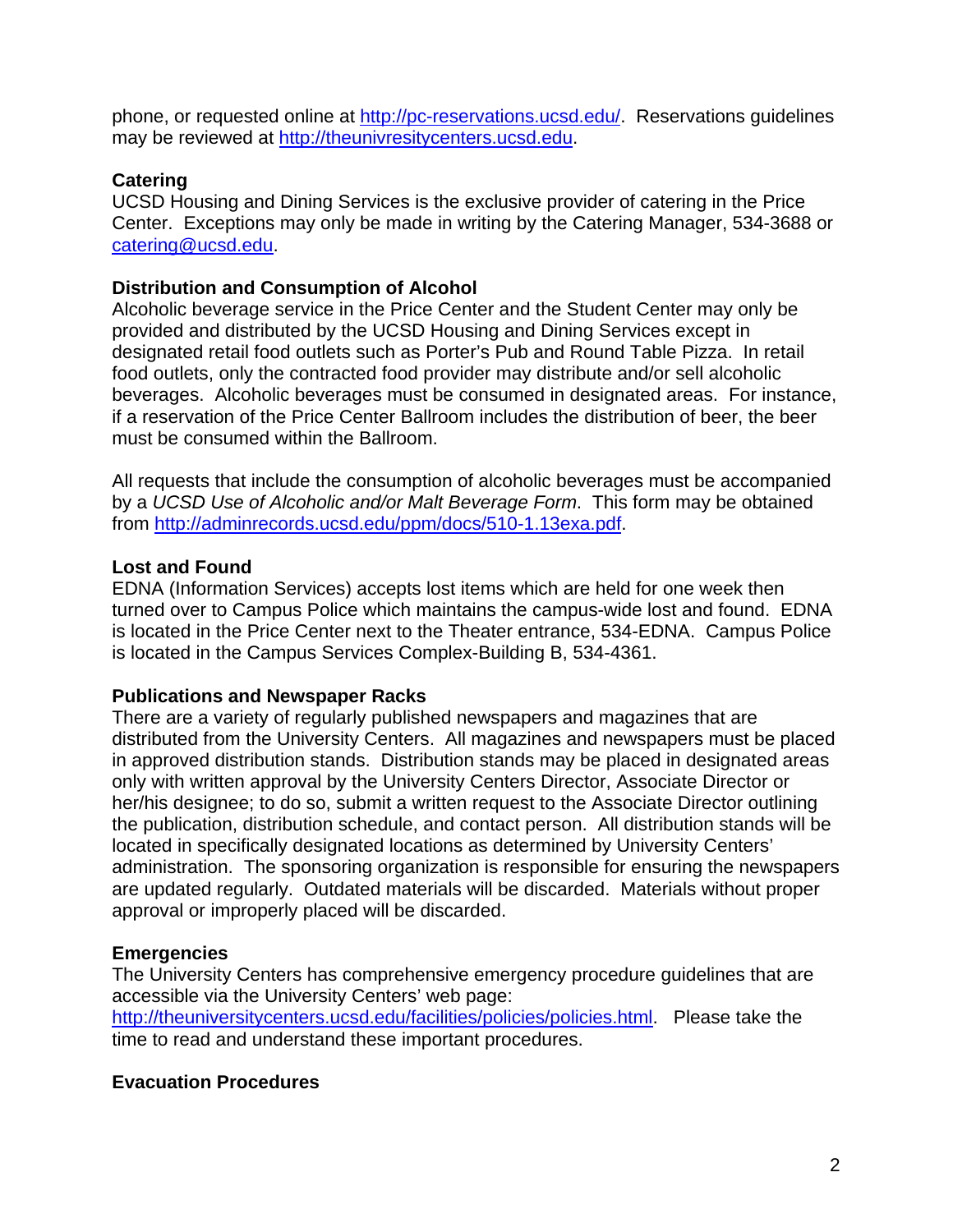phone, or requested online at http://pc-reservations.ucsd.edu/. Reservations guidelines may be reviewed at http://theunivresitycenters.ucsd.edu.

**Catering**

UCSD Housing and Dining Services is the exclusive provider of catering in the Price Center. Exceptions may only be made in writing by the Catering Manager, 534-3688 or catering@ucsd.edu.

**Distribution and Consumption of Alcohol**

Alcoholic beverage service in the Price Center and the Student Center may only be provided and distributed by the UCSD Housing and Dining Services except in designated retail food outlets such as Porter's Pub and Round Table Pizza. In retail food outlets, only the contracted food provider may distribute and/or sell alcoholic beverages. Alcoholic beverages must be consumed in designated areas. For instance, if a reservation of the Price Center Ballroom includes the distribution of beer, the beer must be consumed within the Ballroom.

All requests that include the consumption of alcoholic beverages must be accompanied by a *UCSD Use of Alcoholic and/or Malt Beverage Form*. This form may be obtained from http://adminrecords.ucsd.edu/ppm/docs/510-1.13exa.pdf.

**Lost and Found**

EDNA (Information Services) accepts lost items which are held for one week then turned over to Campus Police which maintains the campus-wide lost and found. EDNA is located in the Price Center next to the Theater entrance, 534-EDNA. Campus Police is located in the Campus Services Complex-Building B, 534-4361.

**Publications and Newspaper Racks**

There are a variety of regularly published newspapers and magazines that are distributed from the University Centers. All magazines and newspapers must be placed in approved distribution stands. Distribution stands may be placed in designated areas only with written approval by the University Centers Director, Associate Director or her/his designee; to do so, submit a written request to the Associate Director outlining the publication, distribution schedule, and contact person. All distribution stands will be located in specifically designated locations as determined by University Centers' administration. The sponsoring organization is responsible for ensuring the newspapers are updated regularly. Outdated materials will be discarded. Materials without proper approval or improperly placed will be discarded.

**Emergencies**

The University Centers has comprehensive emergency procedure guidelines that are accessible via the University Centers' web page: http://theuniversitycenters.ucsd.edu/facilities/policies/policies.html. Please take the time to read and understand these important procedures.

**Evacuation Procedures**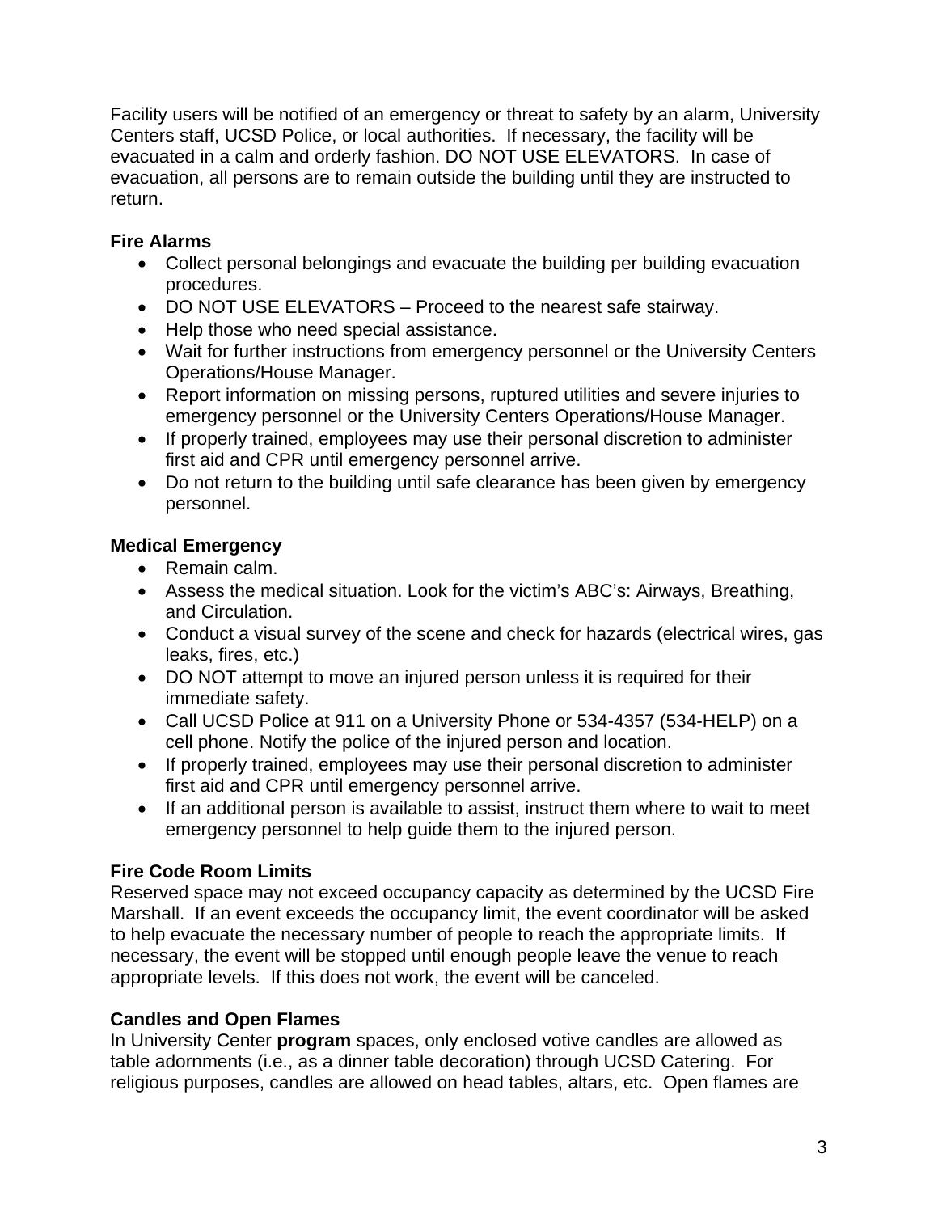Facility users will be notified of an emergency or threat to safety by an alarm, University Centers staff, UCSD Police, or local authorities. If necessary, the facility will be evacuated in a calm and orderly fashion. DO NOT USE ELEVATORS. In case of evacuation, all persons are to remain outside the building until they are instructed to return.

**Fire Alarms**

- Collect personal belongings and evacuate the building per building evacuation procedures.
- DO NOT USE ELEVATORS – Proceed to the nearest safe stairway.
- Help those who need special assistance.
- Wait for further instructions from emergency personnel or the University Centers Operations/House Manager.
- Report information on missing persons, ruptured utilities and severe injuries to emergency personnel or the University Centers Operations/House Manager.
- If properly trained, employees may use their personal discretion to administer first aid and CPR until emergency personnel arrive.
- Do not return to the building until safe clearance has been given by emergency personnel.

**Medical Emergency**

- Remain calm.
- Assess the medical situation. Look for the victim's ABC's: Airways, Breathing, and Circulation.
- Conduct a visual survey of the scene and check for hazards (electrical wires, gas leaks, fires, etc.)
- DO NOT attempt to move an injured person unless it is required for their immediate safety.
- Call UCSD Police at 911 on a University Phone or 534-4357 (534-HELP) on a cell phone. Notify the police of the injured person and location.
- If properly trained, employees may use their personal discretion to administer first aid and CPR until emergency personnel arrive.
- If an additional person is available to assist, instruct them where to wait to meet emergency personnel to help guide them to the injured person.

**Fire Code Room Limits**

Reserved space may not exceed occupancy capacity as determined by the UCSD Fire Marshall. If an event exceeds the occupancy limit, the event coordinator will be asked to help evacuate the necessary number of people to reach the appropriate limits. If necessary, the event will be stopped until enough people leave the venue to reach appropriate levels. If this does not work, the event will be canceled.

**Candles and Open Flames**

In University Center **program** spaces, only enclosed votive candles are allowed as table adornments (i.e., as a dinner table decoration) through UCSD Catering. For religious purposes, candles are allowed on head tables, altars, etc. Open flames are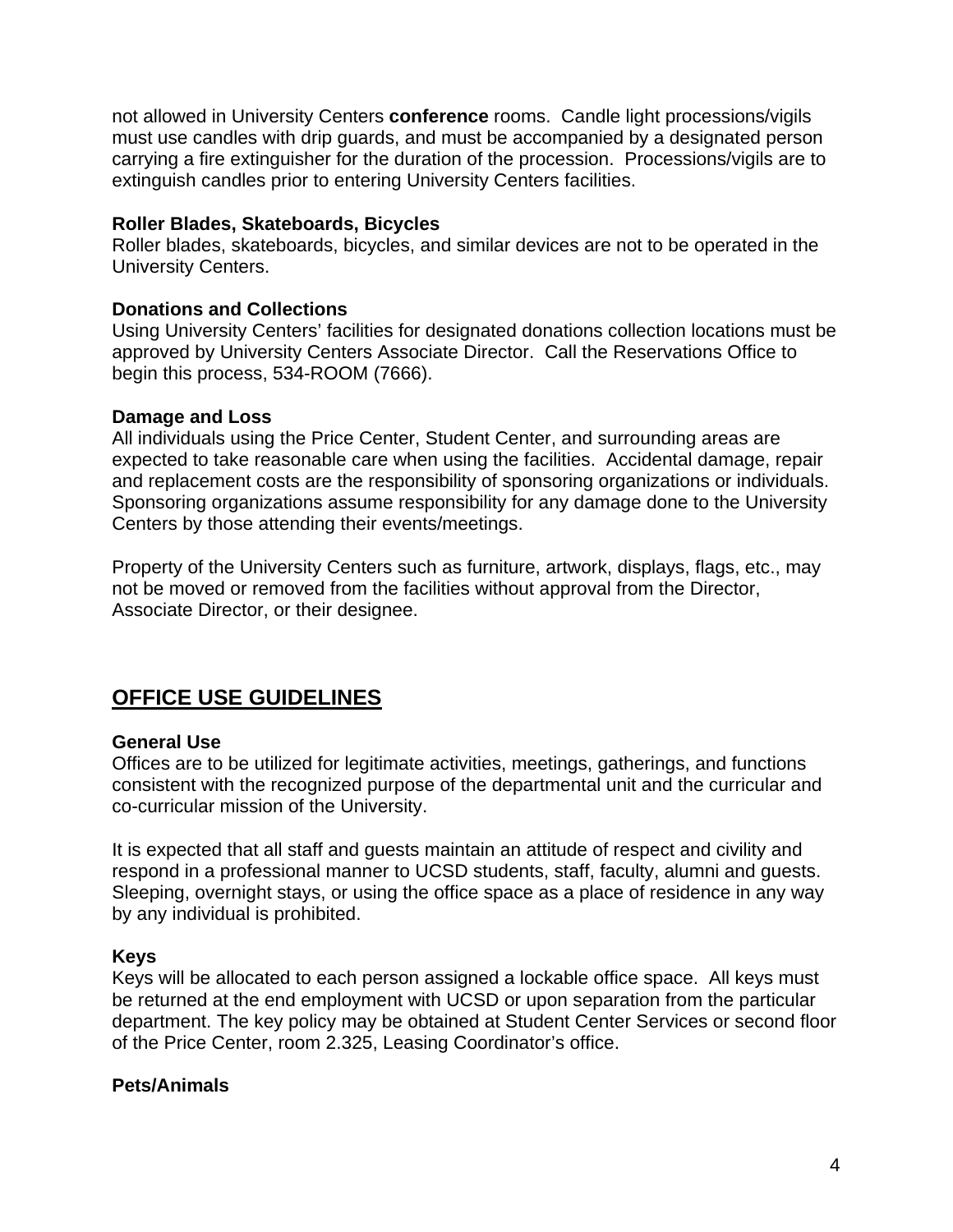not allowed in University Centers **conference** rooms. Candle light processions/vigils must use candles with drip guards, and must be accompanied by a designated person carrying a fire extinguisher for the duration of the procession. Processions/vigils are to extinguish candles prior to entering University Centers facilities.

**Roller Blades, Skateboards, Bicycles**
Roller blades, skateboards, bicycles, and similar devices are not to be operated in the University Centers.

**Donations and Collections**
Using University Centers' facilities for designated donations collection locations must be approved by University Centers Associate Director. Call the Reservations Office to begin this process, 534-ROOM (7666).

**Damage and Loss**
All individuals using the Price Center, Student Center, and surrounding areas are expected to take reasonable care when using the facilities. Accidental damage, repair and replacement costs are the responsibility of sponsoring organizations or individuals. Sponsoring organizations assume responsibility for any damage done to the University Centers by those attending their events/meetings.

Property of the University Centers such as furniture, artwork, displays, flags, etc., may not be moved or removed from the facilities without approval from the Director, Associate Director, or their designee.

## OFFICE USE GUIDELINES

**General Use**
Offices are to be utilized for legitimate activities, meetings, gatherings, and functions consistent with the recognized purpose of the departmental unit and the curricular and co-curricular mission of the University.

It is expected that all staff and guests maintain an attitude of respect and civility and respond in a professional manner to UCSD students, staff, faculty, alumni and guests. Sleeping, overnight stays, or using the office space as a place of residence in any way by any individual is prohibited.

**Keys**
Keys will be allocated to each person assigned a lockable office space. All keys must be returned at the end employment with UCSD or upon separation from the particular department. The key policy may be obtained at Student Center Services or second floor of the Price Center, room 2.325, Leasing Coordinator's office.

**Pets/Animals**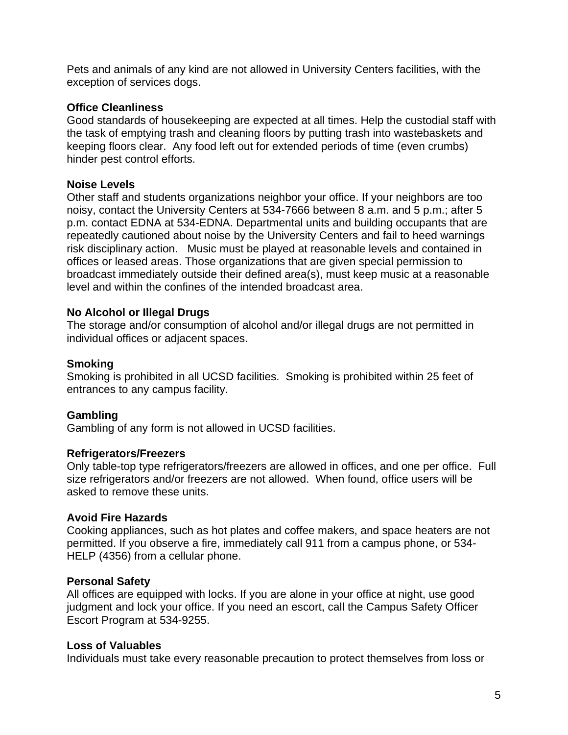Pets and animals of any kind are not allowed in University Centers facilities, with the exception of services dogs.

**Office Cleanliness**
Good standards of housekeeping are expected at all times. Help the custodial staff with the task of emptying trash and cleaning floors by putting trash into wastebaskets and keeping floors clear. Any food left out for extended periods of time (even crumbs) hinder pest control efforts.

**Noise Levels**
Other staff and students organizations neighbor your office. If your neighbors are too noisy, contact the University Centers at 534-7666 between 8 a.m. and 5 p.m.; after 5 p.m. contact EDNA at 534-EDNA. Departmental units and building occupants that are repeatedly cautioned about noise by the University Centers and fail to heed warnings risk disciplinary action. Music must be played at reasonable levels and contained in offices or leased areas. Those organizations that are given special permission to broadcast immediately outside their defined area(s), must keep music at a reasonable level and within the confines of the intended broadcast area.

**No Alcohol or Illegal Drugs**
The storage and/or consumption of alcohol and/or illegal drugs are not permitted in individual offices or adjacent spaces.

**Smoking**
Smoking is prohibited in all UCSD facilities. Smoking is prohibited within 25 feet of entrances to any campus facility.

**Gambling**
Gambling of any form is not allowed in UCSD facilities.

**Refrigerators/Freezers**
Only table-top type refrigerators/freezers are allowed in offices, and one per office. Full size refrigerators and/or freezers are not allowed. When found, office users will be asked to remove these units.

**Avoid Fire Hazards**
Cooking appliances, such as hot plates and coffee makers, and space heaters are not permitted. If you observe a fire, immediately call 911 from a campus phone, or 534-HELP (4356) from a cellular phone.

**Personal Safety**
All offices are equipped with locks. If you are alone in your office at night, use good judgment and lock your office. If you need an escort, call the Campus Safety Officer Escort Program at 534-9255.

**Loss of Valuables**
Individuals must take every reasonable precaution to protect themselves from loss or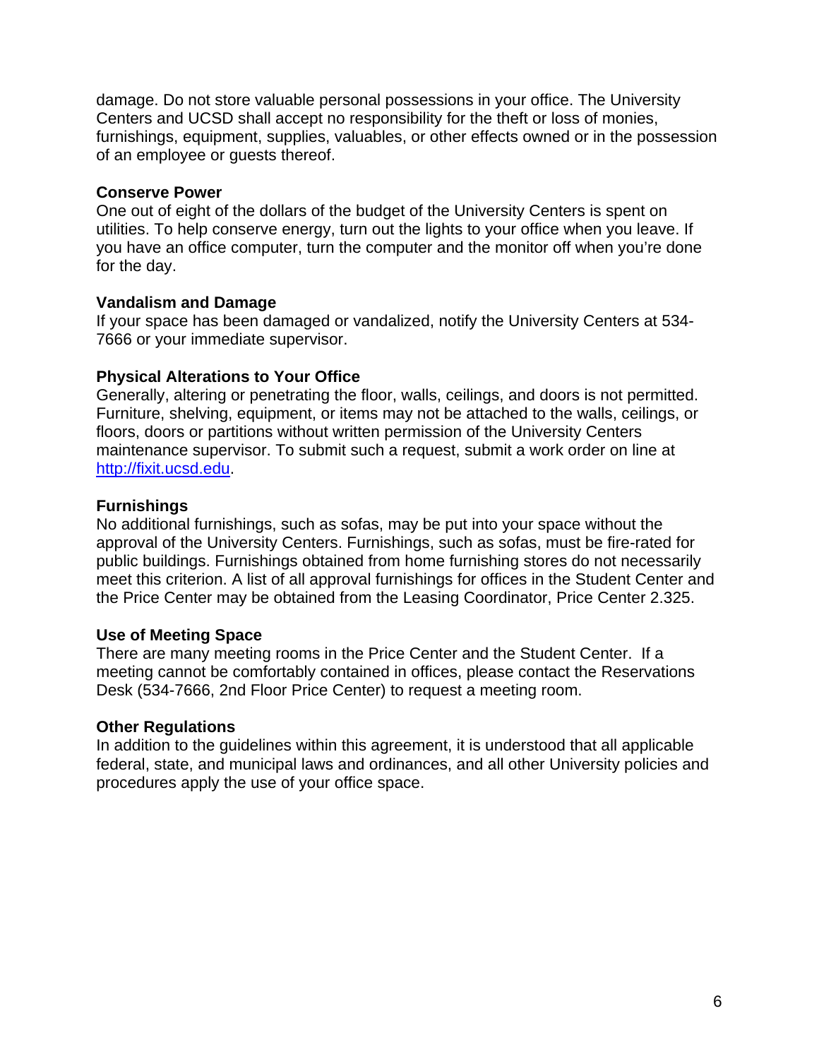damage. Do not store valuable personal possessions in your office. The University Centers and UCSD shall accept no responsibility for the theft or loss of monies, furnishings, equipment, supplies, valuables, or other effects owned or in the possession of an employee or guests thereof.

**Conserve Power**

One out of eight of the dollars of the budget of the University Centers is spent on utilities. To help conserve energy, turn out the lights to your office when you leave. If you have an office computer, turn the computer and the monitor off when you're done for the day.

**Vandalism and Damage**

If your space has been damaged or vandalized, notify the University Centers at 534-7666 or your immediate supervisor.

**Physical Alterations to Your Office**

Generally, altering or penetrating the floor, walls, ceilings, and doors is not permitted. Furniture, shelving, equipment, or items may not be attached to the walls, ceilings, or floors, doors or partitions without written permission of the University Centers maintenance supervisor. To submit such a request, submit a work order on line at [http://fixit.ucsd.edu](http://fixit.ucsd.edu).

**Furnishings**

No additional furnishings, such as sofas, may be put into your space without the approval of the University Centers. Furnishings, such as sofas, must be fire-rated for public buildings. Furnishings obtained from home furnishing stores do not necessarily meet this criterion. A list of all approval furnishings for offices in the Student Center and the Price Center may be obtained from the Leasing Coordinator, Price Center 2.325.

**Use of Meeting Space**

There are many meeting rooms in the Price Center and the Student Center. If a meeting cannot be comfortably contained in offices, please contact the Reservations Desk (534-7666, 2nd Floor Price Center) to request a meeting room.

**Other Regulations**

In addition to the guidelines within this agreement, it is understood that all applicable federal, state, and municipal laws and ordinances, and all other University policies and procedures apply the use of your office space.